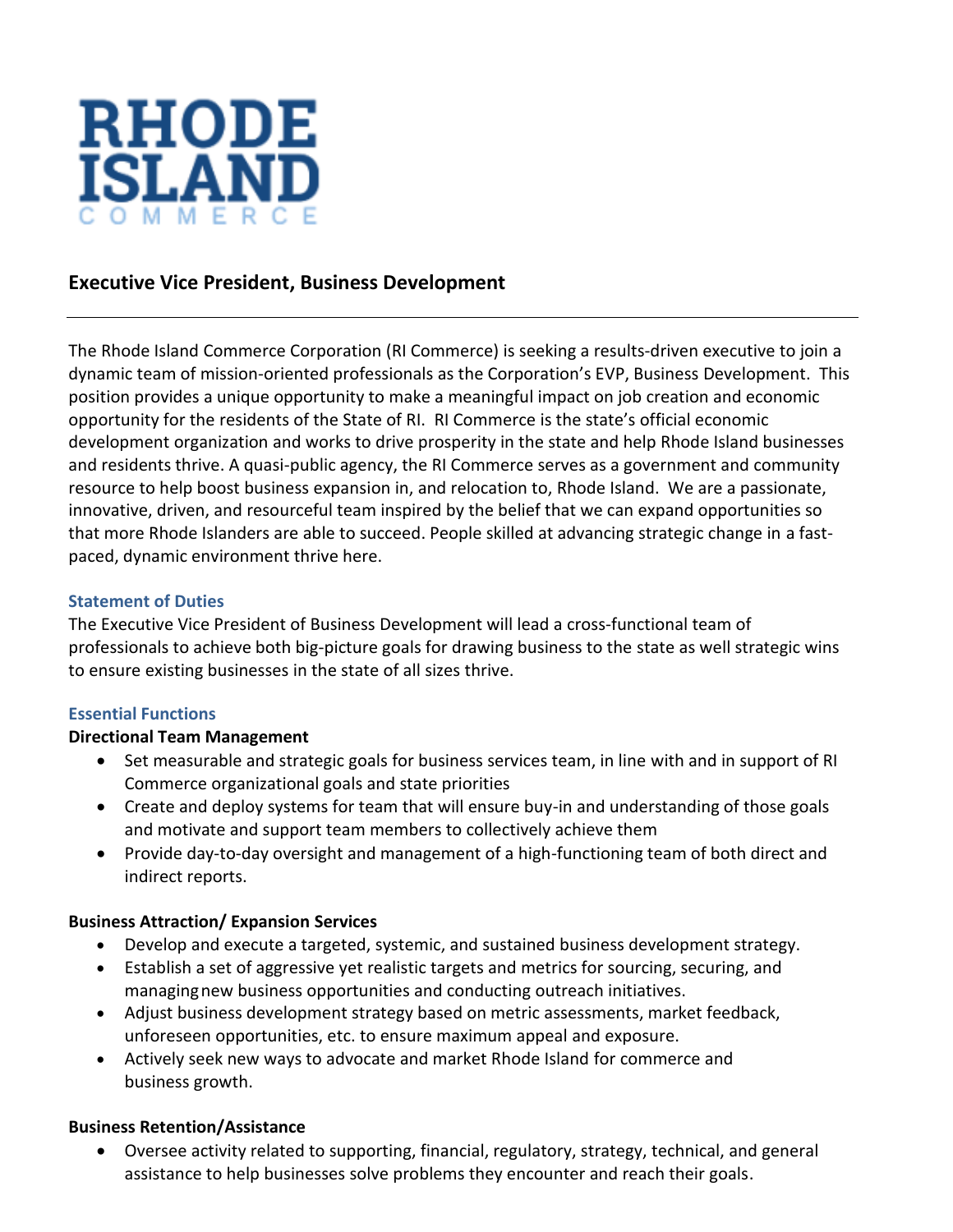RHODE ISLAND
COMMERCE

## Executive Vice President, Business Development

---

The Rhode Island Commerce Corporation (RI Commerce) is seeking a results-driven executive to join a dynamic team of mission-oriented professionals as the Corporation's EVP, Business Development. This position provides a unique opportunity to make a meaningful impact on job creation and economic opportunity for the residents of the State of RI. RI Commerce is the state's official economic development organization and works to drive prosperity in the state and help Rhode Island businesses and residents thrive. A quasi-public agency, the RI Commerce serves as a government and community resource to help boost business expansion in, and relocation to, Rhode Island. We are a passionate, innovative, driven, and resourceful team inspired by the belief that we can expand opportunities so that more Rhode Islanders are able to succeed. People skilled at advancing strategic change in a fast-paced, dynamic environment thrive here.

### Statement of Duties

The Executive Vice President of Business Development will lead a cross-functional team of professionals to achieve both big-picture goals for drawing business to the state as well strategic wins to ensure existing businesses in the state of all sizes thrive.

### Essential Functions

**Directional Team Management**

- Set measurable and strategic goals for business services team, in line with and in support of RI Commerce organizational goals and state priorities
- Create and deploy systems for team that will ensure buy-in and understanding of those goals and motivate and support team members to collectively achieve them
- Provide day-to-day oversight and management of a high-functioning team of both direct and indirect reports.

**Business Attraction/ Expansion Services**

- Develop and execute a targeted, systemic, and sustained business development strategy.
- Establish a set of aggressive yet realistic targets and metrics for sourcing, securing, and managing new business opportunities and conducting outreach initiatives.
- Adjust business development strategy based on metric assessments, market feedback, unforeseen opportunities, etc. to ensure maximum appeal and exposure.
- Actively seek new ways to advocate and market Rhode Island for commerce and business growth.

**Business Retention/Assistance**

- Oversee activity related to supporting, financial, regulatory, strategy, technical, and general assistance to help businesses solve problems they encounter and reach their goals.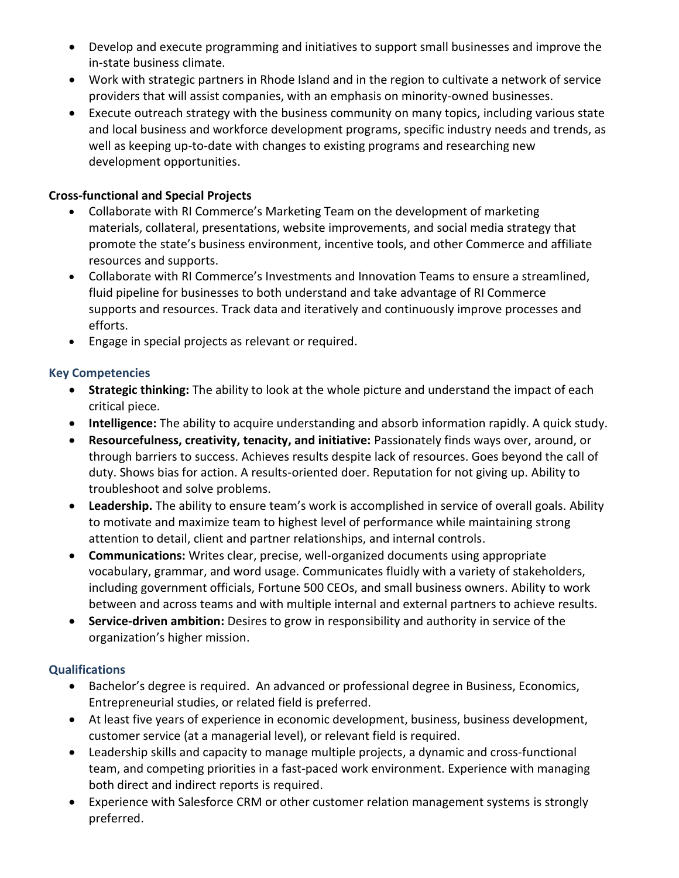- Develop and execute programming and initiatives to support small businesses and improve the in-state business climate.
- Work with strategic partners in Rhode Island and in the region to cultivate a network of service providers that will assist companies, with an emphasis on minority-owned businesses.
- Execute outreach strategy with the business community on many topics, including various state and local business and workforce development programs, specific industry needs and trends, as well as keeping up-to-date with changes to existing programs and researching new development opportunities.

**Cross-functional and Special Projects**

- Collaborate with RI Commerce's Marketing Team on the development of marketing materials, collateral, presentations, website improvements, and social media strategy that promote the state's business environment, incentive tools, and other Commerce and affiliate resources and supports.
- Collaborate with RI Commerce's Investments and Innovation Teams to ensure a streamlined, fluid pipeline for businesses to both understand and take advantage of RI Commerce supports and resources. Track data and iteratively and continuously improve processes and efforts.
- Engage in special projects as relevant or required.

## Key Competencies

- **Strategic thinking:** The ability to look at the whole picture and understand the impact of each critical piece.
- **Intelligence:** The ability to acquire understanding and absorb information rapidly. A quick study.
- **Resourcefulness, creativity, tenacity, and initiative:** Passionately finds ways over, around, or through barriers to success. Achieves results despite lack of resources. Goes beyond the call of duty. Shows bias for action. A results-oriented doer. Reputation for not giving up. Ability to troubleshoot and solve problems.
- **Leadership.** The ability to ensure team's work is accomplished in service of overall goals. Ability to motivate and maximize team to highest level of performance while maintaining strong attention to detail, client and partner relationships, and internal controls.
- **Communications:** Writes clear, precise, well-organized documents using appropriate vocabulary, grammar, and word usage. Communicates fluidly with a variety of stakeholders, including government officials, Fortune 500 CEOs, and small business owners. Ability to work between and across teams and with multiple internal and external partners to achieve results.
- **Service-driven ambition:** Desires to grow in responsibility and authority in service of the organization's higher mission.

## Qualifications

- Bachelor's degree is required. An advanced or professional degree in Business, Economics, Entrepreneurial studies, or related field is preferred.
- At least five years of experience in economic development, business, business development, customer service (at a managerial level), or relevant field is required.
- Leadership skills and capacity to manage multiple projects, a dynamic and cross-functional team, and competing priorities in a fast-paced work environment. Experience with managing both direct and indirect reports is required.
- Experience with Salesforce CRM or other customer relation management systems is strongly preferred.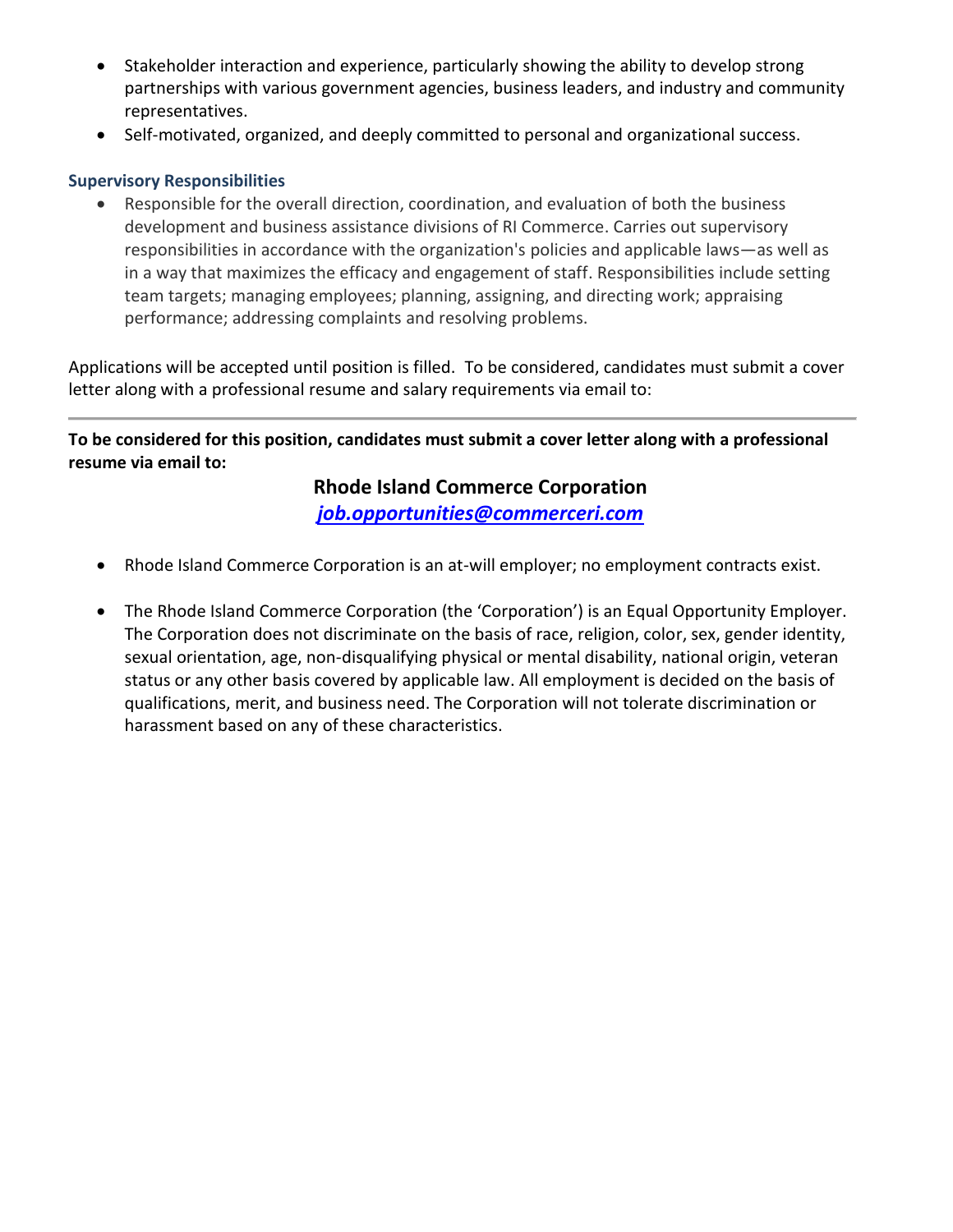- Stakeholder interaction and experience, particularly showing the ability to develop strong partnerships with various government agencies, business leaders, and industry and community representatives.
- Self-motivated, organized, and deeply committed to personal and organizational success.

### Supervisory Responsibilities

- Responsible for the overall direction, coordination, and evaluation of both the business development and business assistance divisions of RI Commerce. Carries out supervisory responsibilities in accordance with the organization's policies and applicable laws—as well as in a way that maximizes the efficacy and engagement of staff. Responsibilities include setting team targets; managing employees; planning, assigning, and directing work; appraising performance; addressing complaints and resolving problems.

Applications will be accepted until position is filled. To be considered, candidates must submit a cover letter along with a professional resume and salary requirements via email to:

---

**To be considered for this position, candidates must submit a cover letter along with a professional resume via email to:**

**Rhode Island Commerce Corporation**

***job.opportunities@commerceri.com***

- Rhode Island Commerce Corporation is an at-will employer; no employment contracts exist.

- The Rhode Island Commerce Corporation (the 'Corporation') is an Equal Opportunity Employer. The Corporation does not discriminate on the basis of race, religion, color, sex, gender identity, sexual orientation, age, non-disqualifying physical or mental disability, national origin, veteran status or any other basis covered by applicable law. All employment is decided on the basis of qualifications, merit, and business need. The Corporation will not tolerate discrimination or harassment based on any of these characteristics.